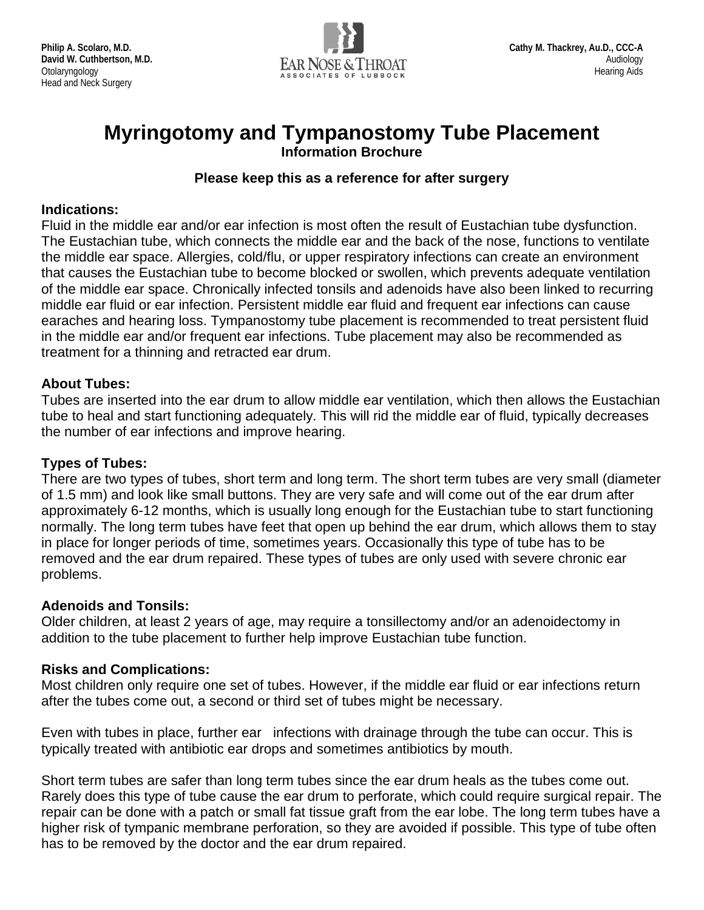**Philip A. Scolaro, M.D.**
**David W. Cuthbertson, M.D.**
Otolaryngology
Head and Neck Surgery

EAR NOSE & THROAT
ASSOCIATES OF LUBBOCK

**Cathy M. Thackrey, Au.D., CCC-A**
Audiology
Hearing Aids

# Myringotomy and Tympanostomy Tube Placement

**Information Brochure**

**Please keep this as a reference for after surgery**

### Indications:

Fluid in the middle ear and/or ear infection is most often the result of Eustachian tube dysfunction. The Eustachian tube, which connects the middle ear and the back of the nose, functions to ventilate the middle ear space. Allergies, cold/flu, or upper respiratory infections can create an environment that causes the Eustachian tube to become blocked or swollen, which prevents adequate ventilation of the middle ear space. Chronically infected tonsils and adenoids have also been linked to recurring middle ear fluid or ear infection. Persistent middle ear fluid and frequent ear infections can cause earaches and hearing loss. Tympanostomy tube placement is recommended to treat persistent fluid in the middle ear and/or frequent ear infections. Tube placement may also be recommended as treatment for a thinning and retracted ear drum.

### About Tubes:

Tubes are inserted into the ear drum to allow middle ear ventilation, which then allows the Eustachian tube to heal and start functioning adequately. This will rid the middle ear of fluid, typically decreases the number of ear infections and improve hearing.

### Types of Tubes:

There are two types of tubes, short term and long term. The short term tubes are very small (diameter of 1.5 mm) and look like small buttons. They are very safe and will come out of the ear drum after approximately 6-12 months, which is usually long enough for the Eustachian tube to start functioning normally. The long term tubes have feet that open up behind the ear drum, which allows them to stay in place for longer periods of time, sometimes years. Occasionally this type of tube has to be removed and the ear drum repaired. These types of tubes are only used with severe chronic ear problems.

### Adenoids and Tonsils:

Older children, at least 2 years of age, may require a tonsillectomy and/or an adenoidectomy in addition to the tube placement to further help improve Eustachian tube function.

### Risks and Complications:

Most children only require one set of tubes. However, if the middle ear fluid or ear infections return after the tubes come out, a second or third set of tubes might be necessary.

Even with tubes in place, further ear infections with drainage through the tube can occur. This is typically treated with antibiotic ear drops and sometimes antibiotics by mouth.

Short term tubes are safer than long term tubes since the ear drum heals as the tubes come out. Rarely does this type of tube cause the ear drum to perforate, which could require surgical repair. The repair can be done with a patch or small fat tissue graft from the ear lobe. The long term tubes have a higher risk of tympanic membrane perforation, so they are avoided if possible. This type of tube often has to be removed by the doctor and the ear drum repaired.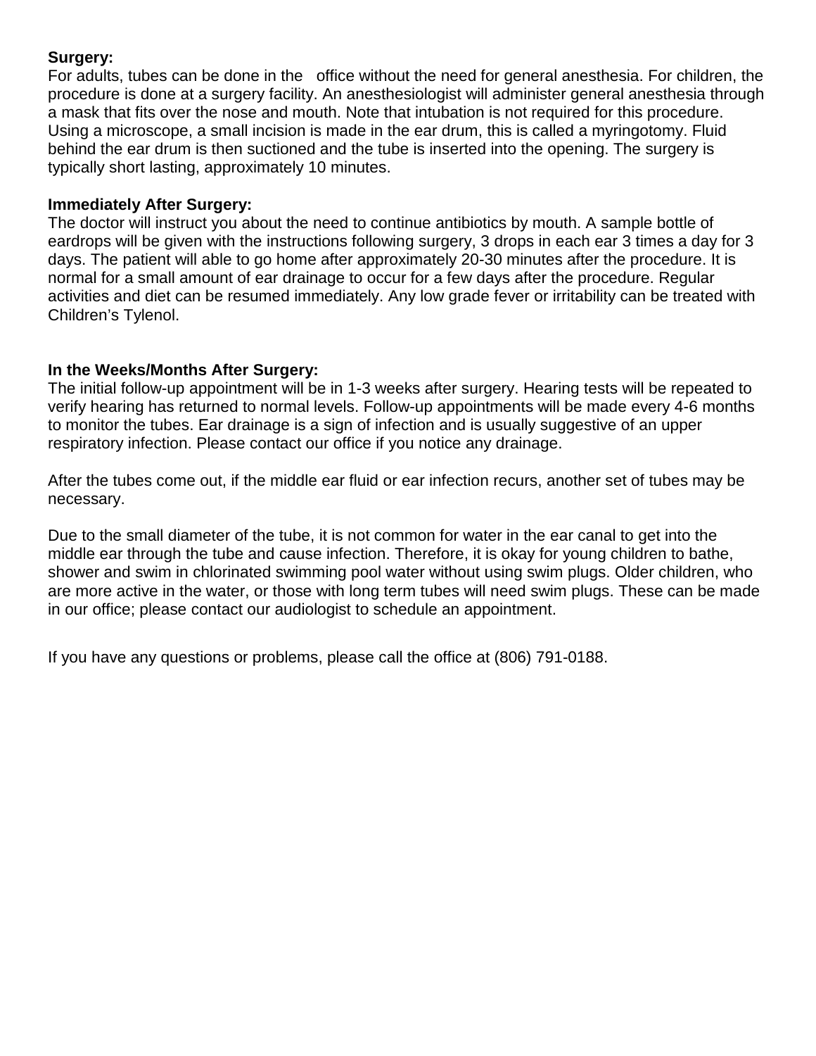**Surgery:**
For adults, tubes can be done in the office without the need for general anesthesia. For children, the procedure is done at a surgery facility. An anesthesiologist will administer general anesthesia through a mask that fits over the nose and mouth. Note that intubation is not required for this procedure. Using a microscope, a small incision is made in the ear drum, this is called a myringotomy. Fluid behind the ear drum is then suctioned and the tube is inserted into the opening. The surgery is typically short lasting, approximately 10 minutes.

**Immediately After Surgery:**
The doctor will instruct you about the need to continue antibiotics by mouth. A sample bottle of eardrops will be given with the instructions following surgery, 3 drops in each ear 3 times a day for 3 days. The patient will able to go home after approximately 20-30 minutes after the procedure. It is normal for a small amount of ear drainage to occur for a few days after the procedure. Regular activities and diet can be resumed immediately. Any low grade fever or irritability can be treated with Children's Tylenol.

**In the Weeks/Months After Surgery:**
The initial follow-up appointment will be in 1-3 weeks after surgery. Hearing tests will be repeated to verify hearing has returned to normal levels. Follow-up appointments will be made every 4-6 months to monitor the tubes. Ear drainage is a sign of infection and is usually suggestive of an upper respiratory infection. Please contact our office if you notice any drainage.

After the tubes come out, if the middle ear fluid or ear infection recurs, another set of tubes may be necessary.

Due to the small diameter of the tube, it is not common for water in the ear canal to get into the middle ear through the tube and cause infection. Therefore, it is okay for young children to bathe, shower and swim in chlorinated swimming pool water without using swim plugs. Older children, who are more active in the water, or those with long term tubes will need swim plugs. These can be made in our office; please contact our audiologist to schedule an appointment.

If you have any questions or problems, please call the office at (806) 791-0188.